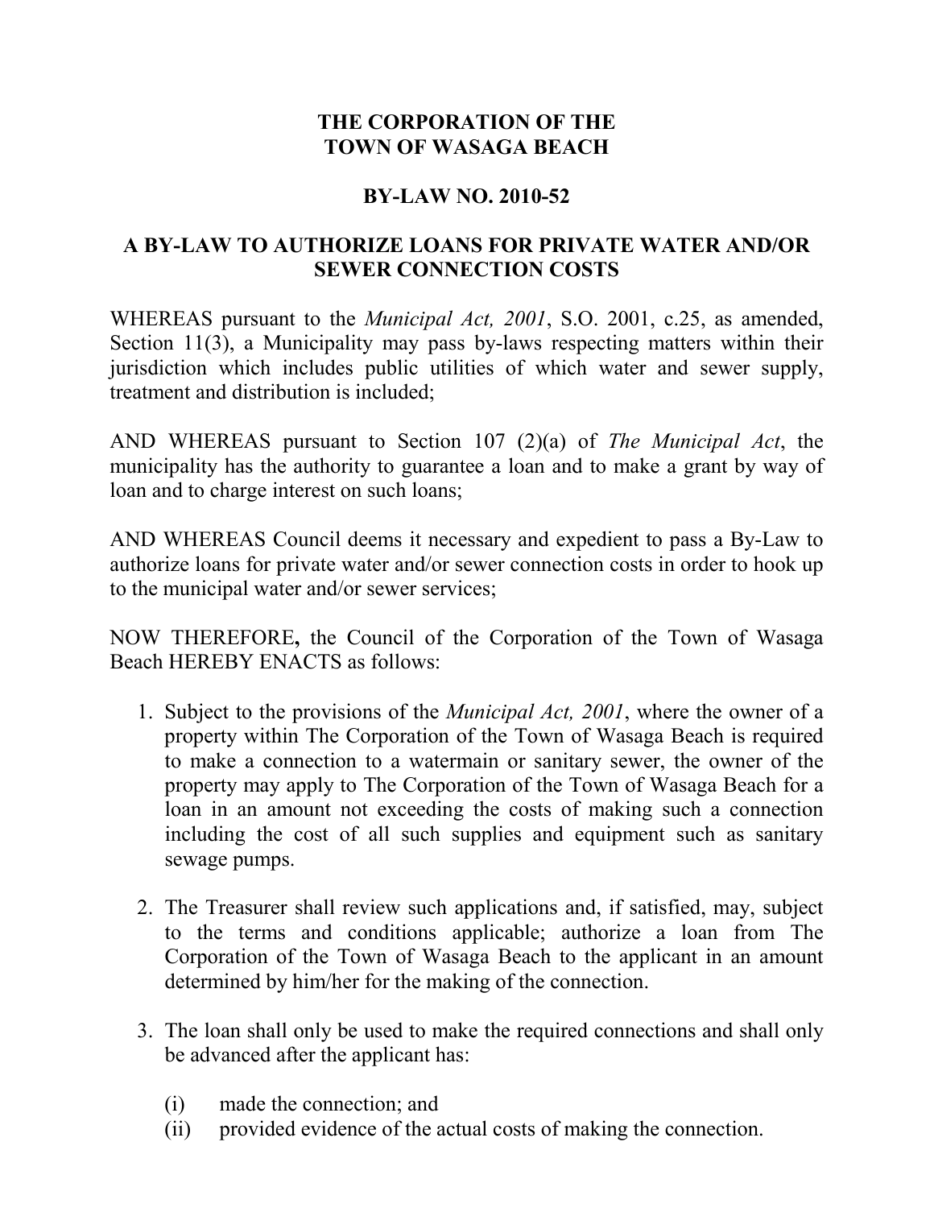**THE CORPORATION OF THE**
**TOWN OF WASAGA BEACH**

**BY-LAW NO. 2010-52**

**A BY-LAW TO AUTHORIZE LOANS FOR PRIVATE WATER AND/OR SEWER CONNECTION COSTS**

WHEREAS pursuant to the *Municipal Act, 2001*, S.O. 2001, c.25, as amended, Section 11(3), a Municipality may pass by-laws respecting matters within their jurisdiction which includes public utilities of which water and sewer supply, treatment and distribution is included;

AND WHEREAS pursuant to Section 107 (2)(a) of *The Municipal Act*, the municipality has the authority to guarantee a loan and to make a grant by way of loan and to charge interest on such loans;

AND WHEREAS Council deems it necessary and expedient to pass a By-Law to authorize loans for private water and/or sewer connection costs in order to hook up to the municipal water and/or sewer services;

NOW THEREFORE**,** the Council of the Corporation of the Town of Wasaga Beach HEREBY ENACTS as follows:

1. Subject to the provisions of the *Municipal Act, 2001*, where the owner of a property within The Corporation of the Town of Wasaga Beach is required to make a connection to a watermain or sanitary sewer, the owner of the property may apply to The Corporation of the Town of Wasaga Beach for a loan in an amount not exceeding the costs of making such a connection including the cost of all such supplies and equipment such as sanitary sewage pumps.

2. The Treasurer shall review such applications and, if satisfied, may, subject to the terms and conditions applicable; authorize a loan from The Corporation of the Town of Wasaga Beach to the applicant in an amount determined by him/her for the making of the connection.

3. The loan shall only be used to make the required connections and shall only be advanced after the applicant has:

   (i) made the connection; and
   (ii) provided evidence of the actual costs of making the connection.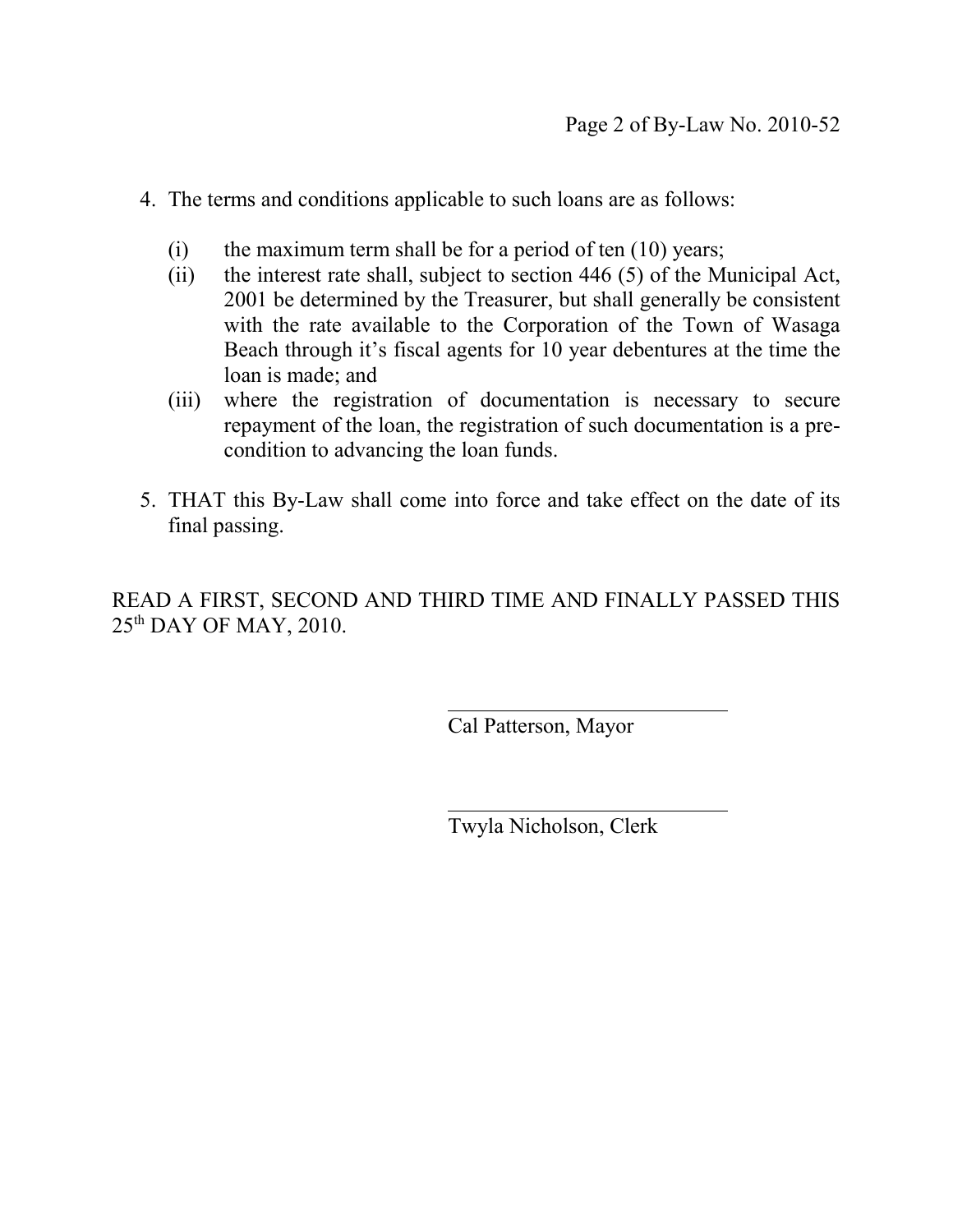4. The terms and conditions applicable to such loans are as follows:

   (i) the maximum term shall be for a period of ten (10) years;

   (ii) the interest rate shall, subject to section 446 (5) of the Municipal Act, 2001 be determined by the Treasurer, but shall generally be consistent with the rate available to the Corporation of the Town of Wasaga Beach through it's fiscal agents for 10 year debentures at the time the loan is made; and

   (iii) where the registration of documentation is necessary to secure repayment of the loan, the registration of such documentation is a pre-condition to advancing the loan funds.

5. THAT this By-Law shall come into force and take effect on the date of its final passing.

READ A FIRST, SECOND AND THIRD TIME AND FINALLY PASSED THIS 25th DAY OF MAY, 2010.

Cal Patterson, Mayor

Twyla Nicholson, Clerk